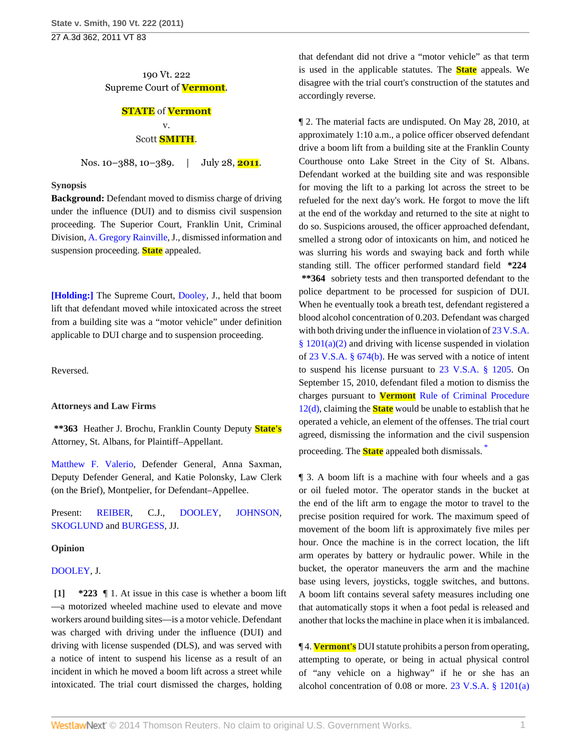190 Vt. 222
Supreme Court of Vermont.

**STATE of Vermont**
v.
Scott SMITH.

Nos. 10–388, 10–389. | July 28, 2011.

### Synopsis

**Background:** Defendant moved to dismiss charge of driving under the influence (DUI) and to dismiss civil suspension proceeding. The Superior Court, Franklin Unit, Criminal Division, A. Gregory Rainville, J., dismissed information and suspension proceeding. State appealed.

**[Holding:]** The Supreme Court, Dooley, J., held that boom lift that defendant moved while intoxicated across the street from a building site was a "motor vehicle" under definition applicable to DUI charge and to suspension proceeding.

Reversed.

### Attorneys and Law Firms

**\*\*363** Heather J. Brochu, Franklin County Deputy State's Attorney, St. Albans, for Plaintiff–Appellant.

Matthew F. Valerio, Defender General, Anna Saxman, Deputy Defender General, and Katie Polonsky, Law Clerk (on the Brief), Montpelier, for Defendant–Appellee.

Present: REIBER, C.J., DOOLEY, JOHNSON, SKOGLUND and BURGESS, JJ.

### Opinion

DOOLEY, J.

**[1]** **\*223** ¶ 1. At issue in this case is whether a boom lift—a motorized wheeled machine used to elevate and move workers around building sites—is a motor vehicle. Defendant was charged with driving under the influence (DUI) and driving with license suspended (DLS), and was served with a notice of intent to suspend his license as a result of an incident in which he moved a boom lift across a street while intoxicated. The trial court dismissed the charges, holding that defendant did not drive a "motor vehicle" as that term is used in the applicable statutes. The State appeals. We disagree with the trial court's construction of the statutes and accordingly reverse.

¶ 2. The material facts are undisputed. On May 28, 2010, at approximately 1:10 a.m., a police officer observed defendant drive a boom lift from a building site at the Franklin County Courthouse onto Lake Street in the City of St. Albans. Defendant worked at the building site and was responsible for moving the lift to a parking lot across the street to be refueled for the next day's work. He forgot to move the lift at the end of the workday and returned to the site at night to do so. Suspicions aroused, the officer approached defendant, smelled a strong odor of intoxicants on him, and noticed he was slurring his words and swaying back and forth while standing still. The officer performed standard field **\*224** **\*\*364** sobriety tests and then transported defendant to the police department to be processed for suspicion of DUI. When he eventually took a breath test, defendant registered a blood alcohol concentration of 0.203. Defendant was charged with both driving under the influence in violation of 23 V.S.A. § 1201(a)(2) and driving with license suspended in violation of 23 V.S.A. § 674(b). He was served with a notice of intent to suspend his license pursuant to 23 V.S.A. § 1205. On September 15, 2010, defendant filed a motion to dismiss the charges pursuant to Vermont Rule of Criminal Procedure 12(d), claiming the State would be unable to establish that he operated a vehicle, an element of the offenses. The trial court agreed, dismissing the information and the civil suspension proceeding. The State appealed both dismissals. [*]

¶ 3. A boom lift is a machine with four wheels and a gas or oil fueled motor. The operator stands in the bucket at the end of the lift arm to engage the motor to travel to the precise position required for work. The maximum speed of movement of the boom lift is approximately five miles per hour. Once the machine is in the correct location, the lift arm operates by battery or hydraulic power. While in the bucket, the operator maneuvers the arm and the machine base using levers, joysticks, toggle switches, and buttons. A boom lift contains several safety measures including one that automatically stops it when a foot pedal is released and another that locks the machine in place when it is imbalanced.

¶ 4. Vermont's DUI statute prohibits a person from operating, attempting to operate, or being in actual physical control of "any vehicle on a highway" if he or she has an alcohol concentration of 0.08 or more. 23 V.S.A. § 1201(a)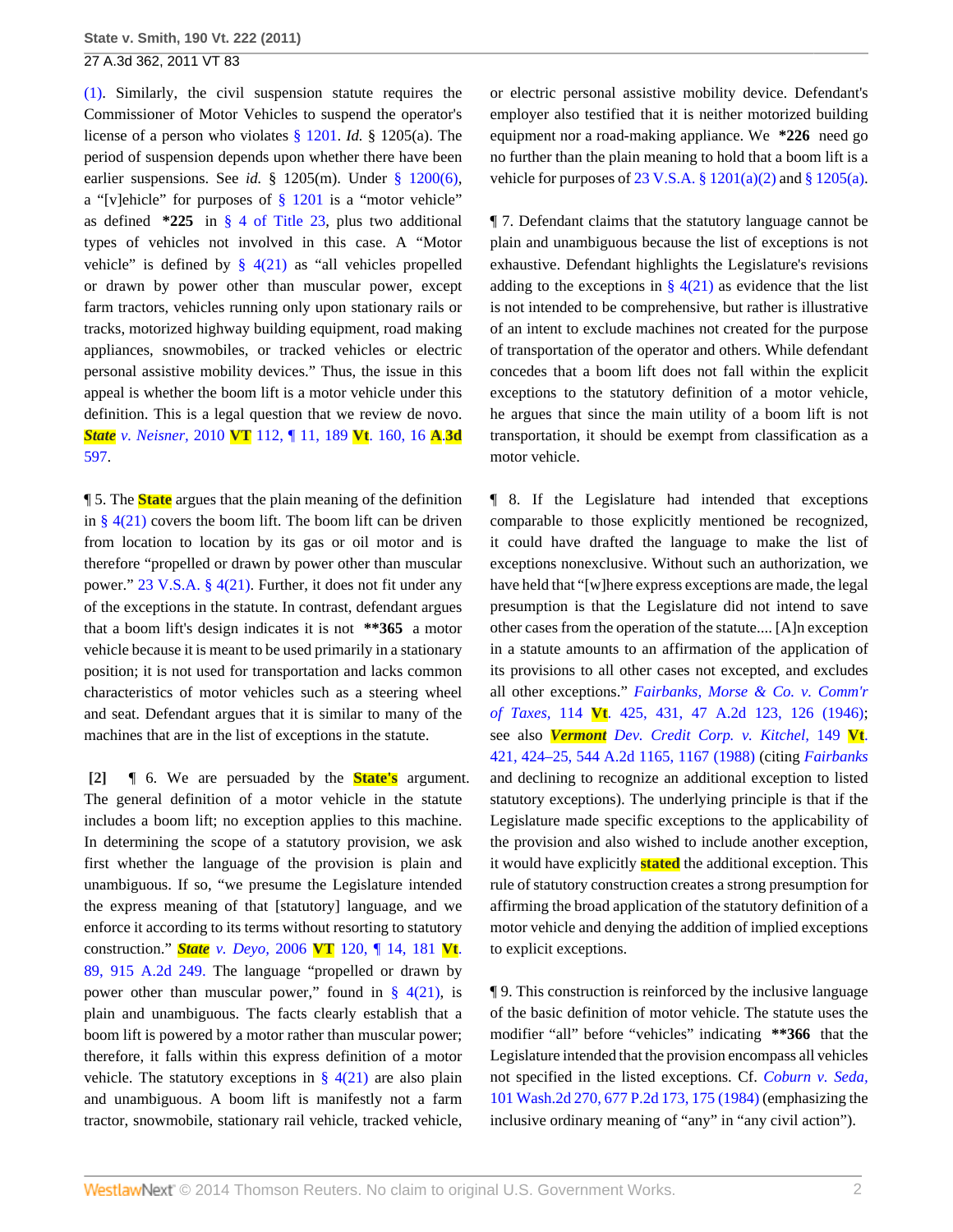(1). Similarly, the civil suspension statute requires the Commissioner of Motor Vehicles to suspend the operator's license of a person who violates § 1201. *Id.* § 1205(a). The period of suspension depends upon whether there have been earlier suspensions. See *id.* § 1205(m). Under § 1200(6), a "[v]ehicle" for purposes of § 1201 is a "motor vehicle" as defined **\*225** in § 4 of Title 23, plus two additional types of vehicles not involved in this case. A "Motor vehicle" is defined by § 4(21) as "all vehicles propelled or drawn by power other than muscular power, except farm tractors, vehicles running only upon stationary rails or tracks, motorized highway building equipment, road making appliances, snowmobiles, or tracked vehicles or electric personal assistive mobility devices." Thus, the issue in this appeal is whether the boom lift is a motor vehicle under this definition. This is a legal question that we review de novo. *State v. Neisner,* 2010 VT 112, ¶ 11, 189 Vt. 160, 16 A.3d 597.

¶ 5. The State argues that the plain meaning of the definition in § 4(21) covers the boom lift. The boom lift can be driven from location to location by its gas or oil motor and is therefore "propelled or drawn by power other than muscular power." 23 V.S.A. § 4(21). Further, it does not fit under any of the exceptions in the statute. In contrast, defendant argues that a boom lift's design indicates it is not **\*\*365** a motor vehicle because it is meant to be used primarily in a stationary position; it is not used for transportation and lacks common characteristics of motor vehicles such as a steering wheel and seat. Defendant argues that it is similar to many of the machines that are in the list of exceptions in the statute.

**[2]** ¶ 6. We are persuaded by the State's argument. The general definition of a motor vehicle in the statute includes a boom lift; no exception applies to this machine. In determining the scope of a statutory provision, we ask first whether the language of the provision is plain and unambiguous. If so, "we presume the Legislature intended the express meaning of that [statutory] language, and we enforce it according to its terms without resorting to statutory construction." *State v. Deyo,* 2006 VT 120, ¶ 14, 181 Vt. 89, 915 A.2d 249. The language "propelled or drawn by power other than muscular power," found in § 4(21), is plain and unambiguous. The facts clearly establish that a boom lift is powered by a motor rather than muscular power; therefore, it falls within this express definition of a motor vehicle. The statutory exceptions in § 4(21) are also plain and unambiguous. A boom lift is manifestly not a farm tractor, snowmobile, stationary rail vehicle, tracked vehicle, or electric personal assistive mobility device. Defendant's employer also testified that it is neither motorized building equipment nor a road-making appliance. We **\*226** need go no further than the plain meaning to hold that a boom lift is a vehicle for purposes of 23 V.S.A. § 1201(a)(2) and § 1205(a).

¶ 7. Defendant claims that the statutory language cannot be plain and unambiguous because the list of exceptions is not exhaustive. Defendant highlights the Legislature's revisions adding to the exceptions in § 4(21) as evidence that the list is not intended to be comprehensive, but rather is illustrative of an intent to exclude machines not created for the purpose of transportation of the operator and others. While defendant concedes that a boom lift does not fall within the explicit exceptions to the statutory definition of a motor vehicle, he argues that since the main utility of a boom lift is not transportation, it should be exempt from classification as a motor vehicle.

¶ 8. If the Legislature had intended that exceptions comparable to those explicitly mentioned be recognized, it could have drafted the language to make the list of exceptions nonexclusive. Without such an authorization, we have held that "[w]here express exceptions are made, the legal presumption is that the Legislature did not intend to save other cases from the operation of the statute.... [A]n exception in a statute amounts to an affirmation of the application of its provisions to all other cases not excepted, and excludes all other exceptions." *Fairbanks, Morse & Co. v. Comm'r of Taxes,* 114 Vt. 425, 431, 47 A.2d 123, 126 (1946); see also *Vermont Dev. Credit Corp. v. Kitchel,* 149 Vt. 421, 424–25, 544 A.2d 1165, 1167 (1988) (citing *Fairbanks* and declining to recognize an additional exception to listed statutory exceptions). The underlying principle is that if the Legislature made specific exceptions to the applicability of the provision and also wished to include another exception, it would have explicitly stated the additional exception. This rule of statutory construction creates a strong presumption for affirming the broad application of the statutory definition of a motor vehicle and denying the addition of implied exceptions to explicit exceptions.

¶ 9. This construction is reinforced by the inclusive language of the basic definition of motor vehicle. The statute uses the modifier "all" before "vehicles" indicating **\*\*366** that the Legislature intended that the provision encompass all vehicles not specified in the listed exceptions. Cf. *Coburn v. Seda,* 101 Wash.2d 270, 677 P.2d 173, 175 (1984) (emphasizing the inclusive ordinary meaning of "any" in "any civil action").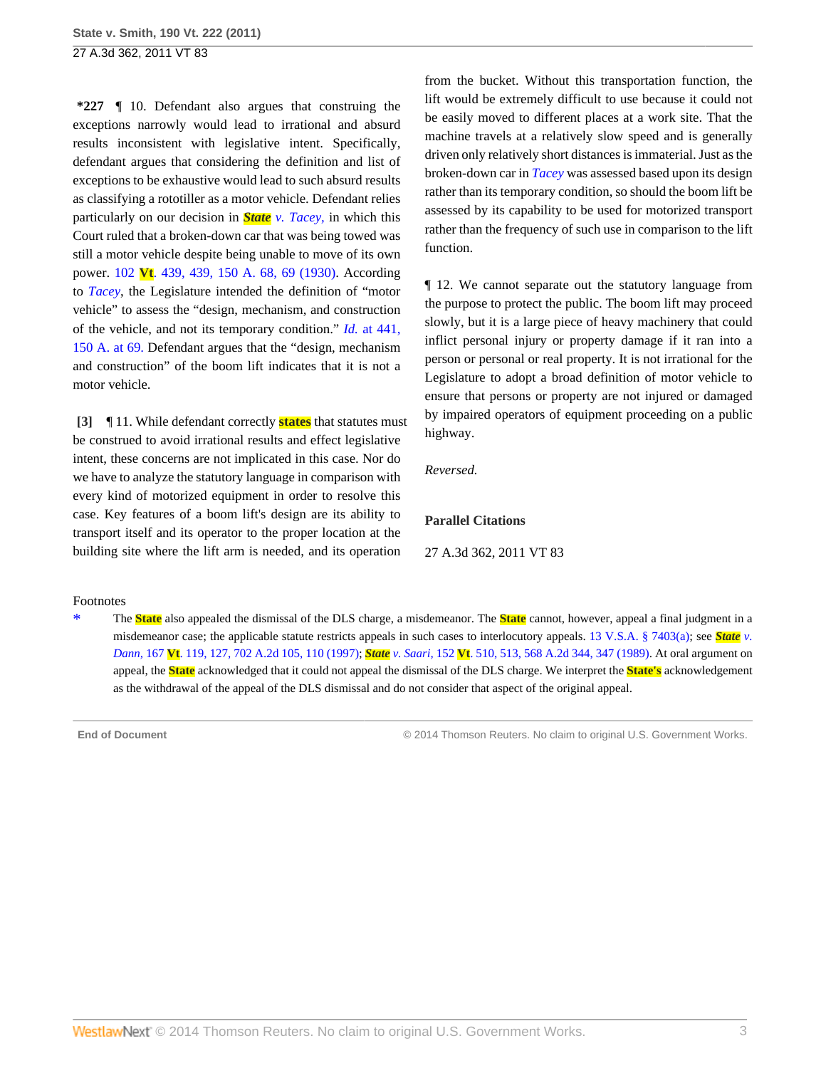**\*227** ¶ 10. Defendant also argues that construing the exceptions narrowly would lead to irrational and absurd results inconsistent with legislative intent. Specifically, defendant argues that considering the definition and list of exceptions to be exhaustive would lead to such absurd results as classifying a rototiller as a motor vehicle. Defendant relies particularly on our decision in *State v. Tacey,* in which this Court ruled that a broken-down car that was being towed was still a motor vehicle despite being unable to move of its own power. 102 Vt. 439, 439, 150 A. 68, 69 (1930). According to *Tacey*, the Legislature intended the definition of "motor vehicle" to assess the "design, mechanism, and construction of the vehicle, and not its temporary condition." *Id.* at 441, 150 A. at 69. Defendant argues that the "design, mechanism and construction" of the boom lift indicates that it is not a motor vehicle.

**[3]** ¶ 11. While defendant correctly states that statutes must be construed to avoid irrational results and effect legislative intent, these concerns are not implicated in this case. Nor do we have to analyze the statutory language in comparison with every kind of motorized equipment in order to resolve this case. Key features of a boom lift's design are its ability to transport itself and its operator to the proper location at the building site where the lift arm is needed, and its operation from the bucket. Without this transportation function, the lift would be extremely difficult to use because it could not be easily moved to different places at a work site. That the machine travels at a relatively slow speed and is generally driven only relatively short distances is immaterial. Just as the broken-down car in *Tacey* was assessed based upon its design rather than its temporary condition, so should the boom lift be assessed by its capability to be used for motorized transport rather than the frequency of such use in comparison to the lift function.

¶ 12. We cannot separate out the statutory language from the purpose to protect the public. The boom lift may proceed slowly, but it is a large piece of heavy machinery that could inflict personal injury or property damage if it ran into a person or personal or real property. It is not irrational for the Legislature to adopt a broad definition of motor vehicle to ensure that persons or property are not injured or damaged by impaired operators of equipment proceeding on a public highway.

*Reversed.*

**Parallel Citations**

27 A.3d 362, 2011 VT 83

Footnotes

\* The State also appealed the dismissal of the DLS charge, a misdemeanor. The State cannot, however, appeal a final judgment in a misdemeanor case; the applicable statute restricts appeals in such cases to interlocutory appeals. 13 V.S.A. § 7403(a); see *State v. Dann,* 167 Vt. 119, 127, 702 A.2d 105, 110 (1997); *State v. Saari,* 152 Vt. 510, 513, 568 A.2d 344, 347 (1989). At oral argument on appeal, the State acknowledged that it could not appeal the dismissal of the DLS charge. We interpret the State's acknowledgement as the withdrawal of the appeal of the DLS dismissal and do not consider that aspect of the original appeal.

End of Document